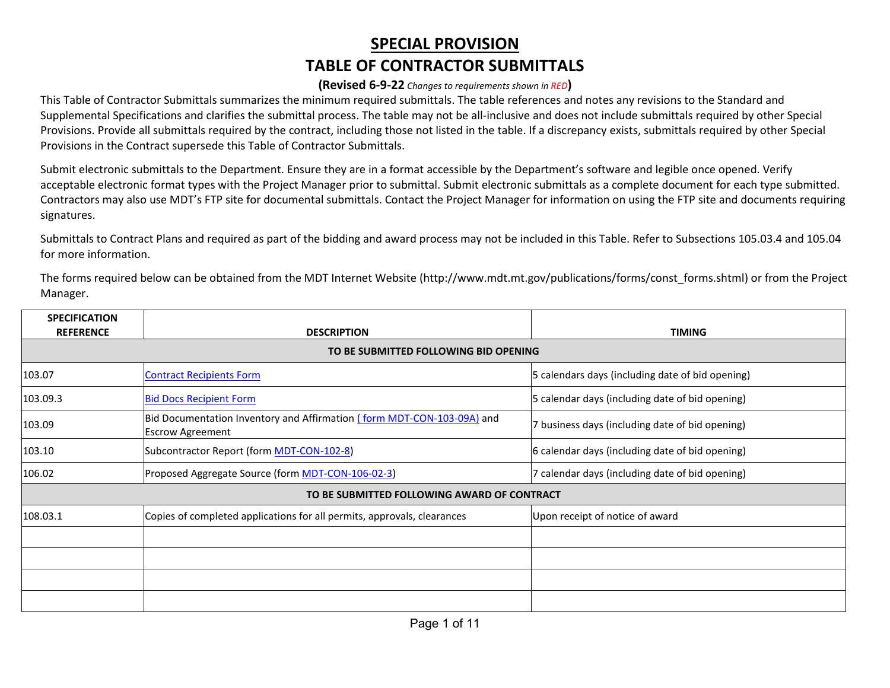# SPECIAL PROVISION

## TABLE OF CONTRACTOR SUBMITTALS

**(Revised 6-9-22** *Changes to requirements shown in RED***)**

This Table of Contractor Submittals summarizes the minimum required submittals. The table references and notes any revisions to the Standard and Supplemental Specifications and clarifies the submittal process. The table may not be all-inclusive and does not include submittals required by other Special Provisions. Provide all submittals required by the contract, including those not listed in the table. If a discrepancy exists, submittals required by other Special Provisions in the Contract supersede this Table of Contractor Submittals.

Submit electronic submittals to the Department. Ensure they are in a format accessible by the Department's software and legible once opened. Verify acceptable electronic format types with the Project Manager prior to submittal. Submit electronic submittals as a complete document for each type submitted. Contractors may also use MDT's FTP site for documental submittals. Contact the Project Manager for information on using the FTP site and documents requiring signatures.

Submittals to Contract Plans and required as part of the bidding and award process may not be included in this Table. Refer to Subsections 105.03.4 and 105.04 for more information.

The forms required below can be obtained from the MDT Internet Website (http://www.mdt.mt.gov/publications/forms/const_forms.shtml) or from the Project Manager.

| SPECIFICATION REFERENCE | DESCRIPTION | TIMING |
|---|---|---|
| **TO BE SUBMITTED FOLLOWING BID OPENING** | | |
| 103.07 | Contract Recipients Form | 5 calendars days (including date of bid opening) |
| 103.09.3 | Bid Docs Recipient Form | 5 calendar days (including date of bid opening) |
| 103.09 | Bid Documentation Inventory and Affirmation ( form MDT-CON-103-09A) and Escrow Agreement | 7 business days (including date of bid opening) |
| 103.10 | Subcontractor Report (form MDT-CON-102-8) | 6 calendar days (including date of bid opening) |
| 106.02 | Proposed Aggregate Source (form MDT-CON-106-02-3) | 7 calendar days (including date of bid opening) |
| **TO BE SUBMITTED FOLLOWING AWARD OF CONTRACT** | | |
| 108.03.1 | Copies of completed applications for all permits, approvals, clearances | Upon receipt of notice of award |
| | | |
| | | |
| | | |
| | | |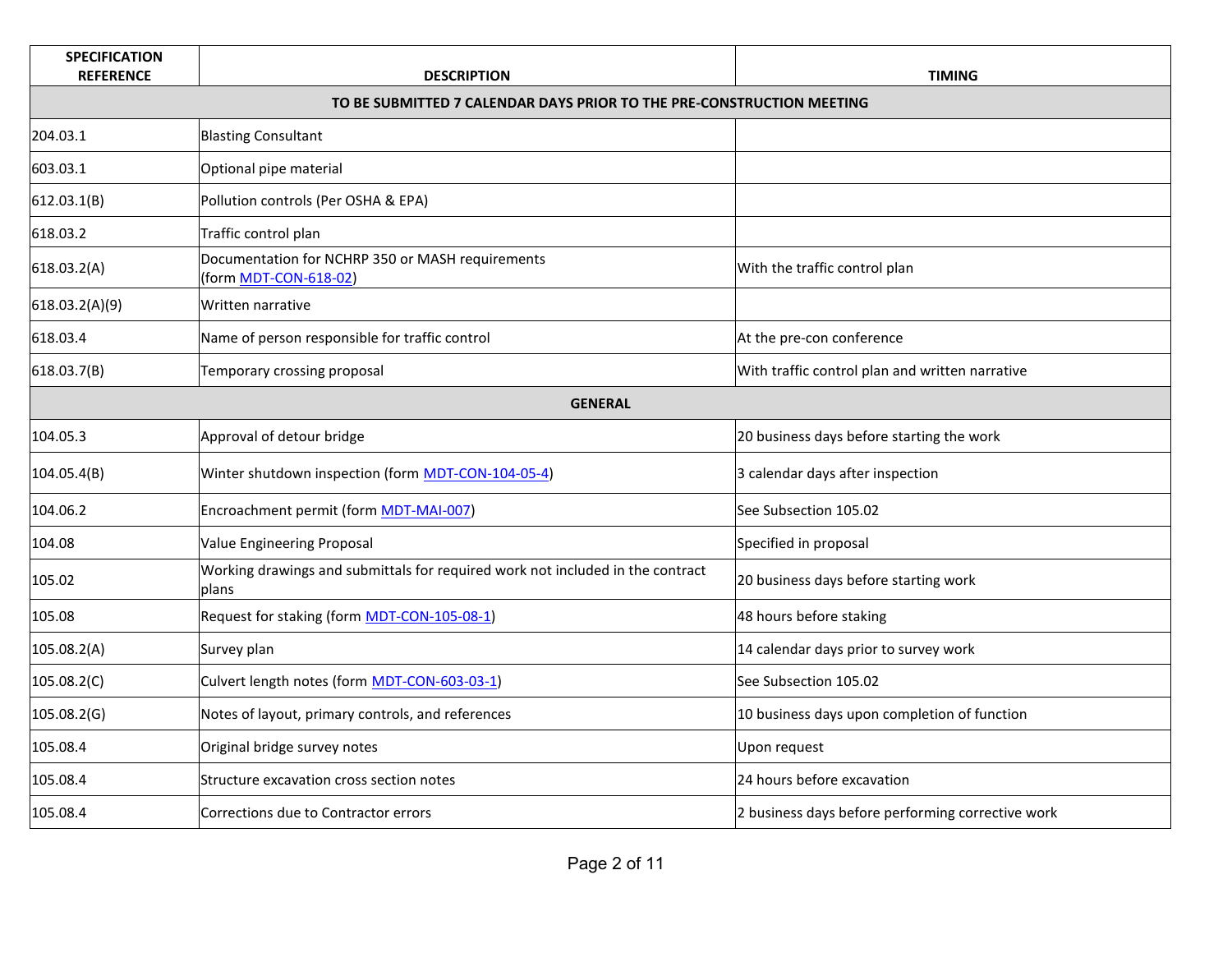| SPECIFICATION REFERENCE | DESCRIPTION | TIMING |
|---|---|---|
| **TO BE SUBMITTED 7 CALENDAR DAYS PRIOR TO THE PRE-CONSTRUCTION MEETING** | | |
| 204.03.1 | Blasting Consultant | |
| 603.03.1 | Optional pipe material | |
| 612.03.1(B) | Pollution controls (Per OSHA & EPA) | |
| 618.03.2 | Traffic control plan | |
| 618.03.2(A) | Documentation for NCHRP 350 or MASH requirements (form MDT-CON-618-02) | With the traffic control plan |
| 618.03.2(A)(9) | Written narrative | |
| 618.03.4 | Name of person responsible for traffic control | At the pre-con conference |
| 618.03.7(B) | Temporary crossing proposal | With traffic control plan and written narrative |
| **GENERAL** | | |
| 104.05.3 | Approval of detour bridge | 20 business days before starting the work |
| 104.05.4(B) | Winter shutdown inspection (form MDT-CON-104-05-4) | 3 calendar days after inspection |
| 104.06.2 | Encroachment permit (form MDT-MAI-007) | See Subsection 105.02 |
| 104.08 | Value Engineering Proposal | Specified in proposal |
| 105.02 | Working drawings and submittals for required work not included in the contract plans | 20 business days before starting work |
| 105.08 | Request for staking (form MDT-CON-105-08-1) | 48 hours before staking |
| 105.08.2(A) | Survey plan | 14 calendar days prior to survey work |
| 105.08.2(C) | Culvert length notes (form MDT-CON-603-03-1) | See Subsection 105.02 |
| 105.08.2(G) | Notes of layout, primary controls, and references | 10 business days upon completion of function |
| 105.08.4 | Original bridge survey notes | Upon request |
| 105.08.4 | Structure excavation cross section notes | 24 hours before excavation |
| 105.08.4 | Corrections due to Contractor errors | 2 business days before performing corrective work |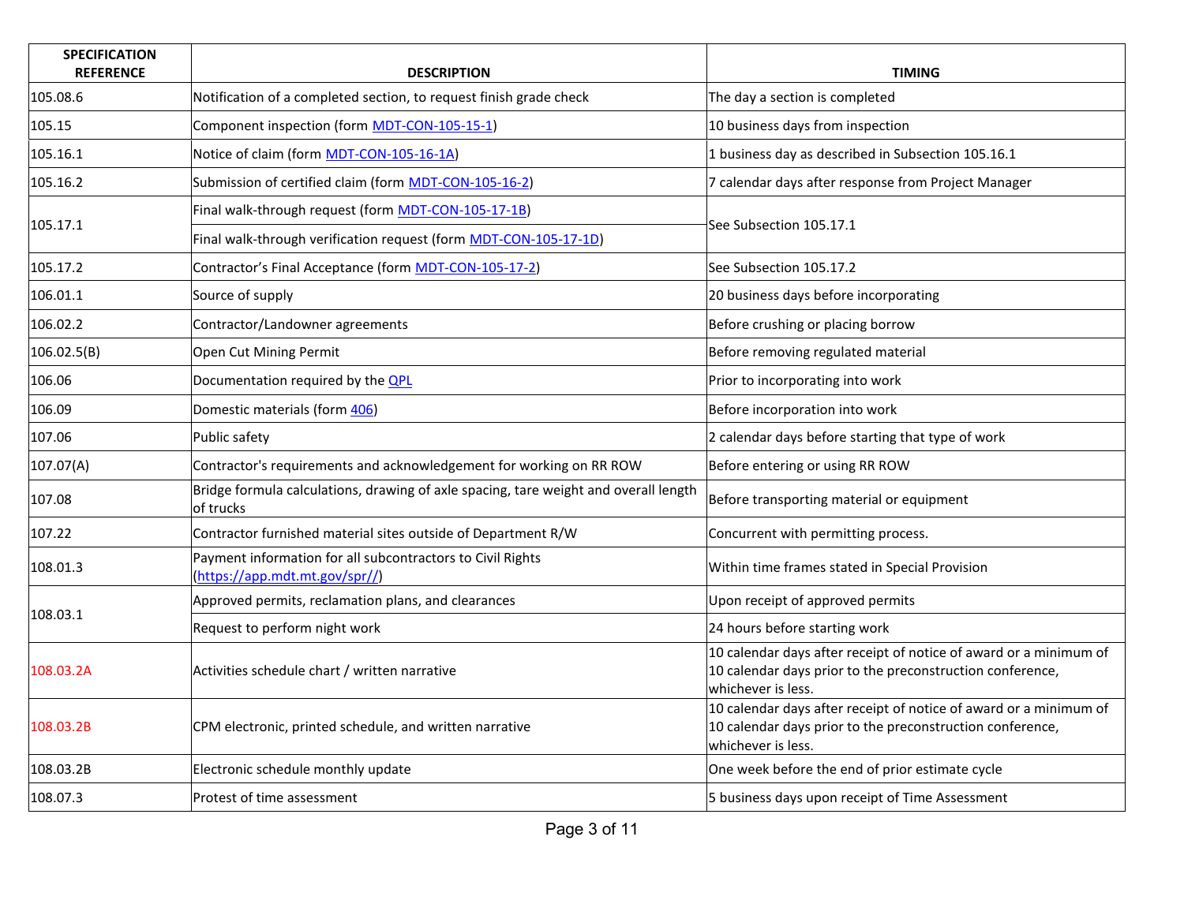| SPECIFICATION REFERENCE | DESCRIPTION | TIMING |
|---|---|---|
| 105.08.6 | Notification of a completed section, to request finish grade check | The day a section is completed |
| 105.15 | Component inspection (form MDT-CON-105-15-1) | 10 business days from inspection |
| 105.16.1 | Notice of claim (form MDT-CON-105-16-1A) | 1 business day as described in Subsection 105.16.1 |
| 105.16.2 | Submission of certified claim (form MDT-CON-105-16-2) | 7 calendar days after response from Project Manager |
| 105.17.1 | Final walk-through request (form MDT-CON-105-17-1B) | See Subsection 105.17.1 |
| | Final walk-through verification request (form MDT-CON-105-17-1D) | |
| 105.17.2 | Contractor's Final Acceptance (form MDT-CON-105-17-2) | See Subsection 105.17.2 |
| 106.01.1 | Source of supply | 20 business days before incorporating |
| 106.02.2 | Contractor/Landowner agreements | Before crushing or placing borrow |
| 106.02.5(B) | Open Cut Mining Permit | Before removing regulated material |
| 106.06 | Documentation required by the QPL | Prior to incorporating into work |
| 106.09 | Domestic materials (form 406) | Before incorporation into work |
| 107.06 | Public safety | 2 calendar days before starting that type of work |
| 107.07(A) | Contractor's requirements and acknowledgement for working on RR ROW | Before entering or using RR ROW |
| 107.08 | Bridge formula calculations, drawing of axle spacing, tare weight and overall length of trucks | Before transporting material or equipment |
| 107.22 | Contractor furnished material sites outside of Department R/W | Concurrent with permitting process. |
| 108.01.3 | Payment information for all subcontractors to Civil Rights (https://app.mdt.mt.gov/spr//) | Within time frames stated in Special Provision |
| 108.03.1 | Approved permits, reclamation plans, and clearances | Upon receipt of approved permits |
| | Request to perform night work | 24 hours before starting work |
| 108.03.2A | Activities schedule chart / written narrative | 10 calendar days after receipt of notice of award or a minimum of 10 calendar days prior to the preconstruction conference, whichever is less. |
| 108.03.2B | CPM electronic, printed schedule, and written narrative | 10 calendar days after receipt of notice of award or a minimum of 10 calendar days prior to the preconstruction conference, whichever is less. |
| 108.03.2B | Electronic schedule monthly update | One week before the end of prior estimate cycle |
| 108.07.3 | Protest of time assessment | 5 business days upon receipt of Time Assessment |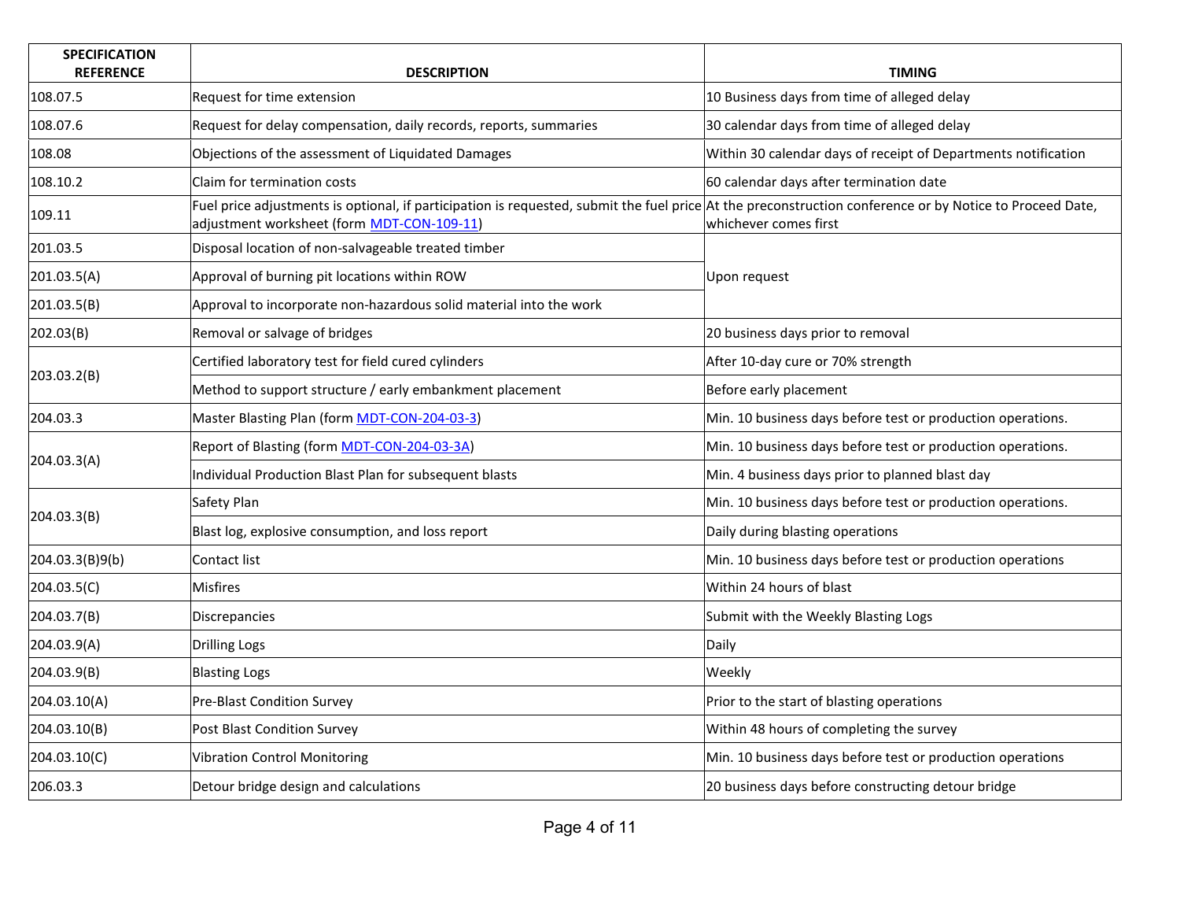| SPECIFICATION REFERENCE | DESCRIPTION | TIMING |
|---|---|---|
| 108.07.5 | Request for time extension | 10 Business days from time of alleged delay |
| 108.07.6 | Request for delay compensation, daily records, reports, summaries | 30 calendar days from time of alleged delay |
| 108.08 | Objections of the assessment of Liquidated Damages | Within 30 calendar days of receipt of Departments notification |
| 108.10.2 | Claim for termination costs | 60 calendar days after termination date |
| 109.11 | Fuel price adjustments is optional, if participation is requested, submit the fuel price adjustment worksheet (form MDT-CON-109-11) | At the preconstruction conference or by Notice to Proceed Date, whichever comes first |
| 201.03.5 | Disposal location of non-salvageable treated timber | Upon request |
| 201.03.5(A) | Approval of burning pit locations within ROW | |
| 201.03.5(B) | Approval to incorporate non-hazardous solid material into the work | |
| 202.03(B) | Removal or salvage of bridges | 20 business days prior to removal |
| 203.03.2(B) | Certified laboratory test for field cured cylinders | After 10-day cure or 70% strength |
| | Method to support structure / early embankment placement | Before early placement |
| 204.03.3 | Master Blasting Plan (form MDT-CON-204-03-3) | Min. 10 business days before test or production operations. |
| 204.03.3(A) | Report of Blasting (form MDT-CON-204-03-3A) | Min. 10 business days before test or production operations. |
| | Individual Production Blast Plan for subsequent blasts | Min. 4 business days prior to planned blast day |
| 204.03.3(B) | Safety Plan | Min. 10 business days before test or production operations. |
| | Blast log, explosive consumption, and loss report | Daily during blasting operations |
| 204.03.3(B)9(b) | Contact list | Min. 10 business days before test or production operations |
| 204.03.5(C) | Misfires | Within 24 hours of blast |
| 204.03.7(B) | Discrepancies | Submit with the Weekly Blasting Logs |
| 204.03.9(A) | Drilling Logs | Daily |
| 204.03.9(B) | Blasting Logs | Weekly |
| 204.03.10(A) | Pre-Blast Condition Survey | Prior to the start of blasting operations |
| 204.03.10(B) | Post Blast Condition Survey | Within 48 hours of completing the survey |
| 204.03.10(C) | Vibration Control Monitoring | Min. 10 business days before test or production operations |
| 206.03.3 | Detour bridge design and calculations | 20 business days before constructing detour bridge |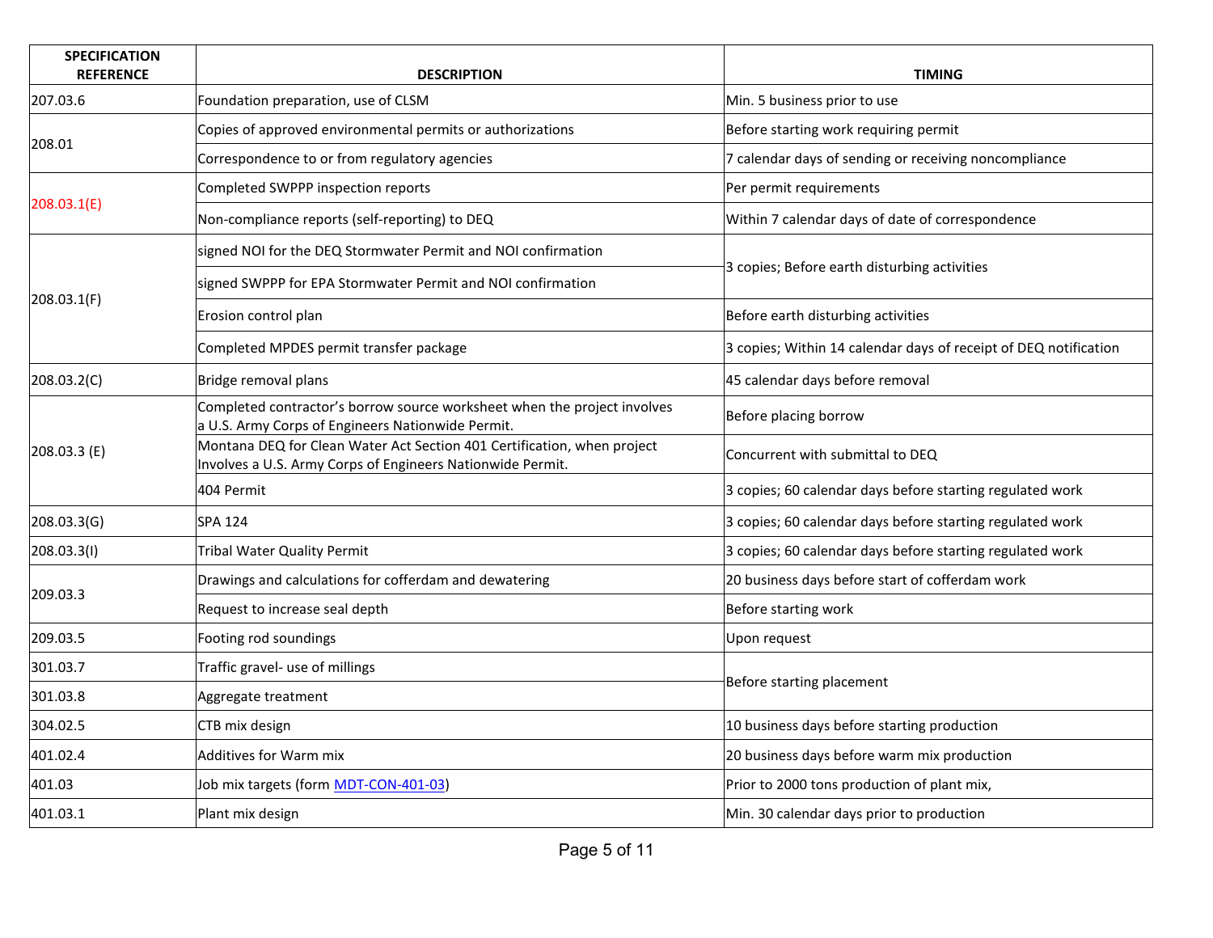| SPECIFICATION REFERENCE | DESCRIPTION | TIMING |
|---|---|---|
| 207.03.6 | Foundation preparation, use of CLSM | Min. 5 business prior to use |
| 208.01 | Copies of approved environmental permits or authorizations | Before starting work requiring permit |
| | Correspondence to or from regulatory agencies | 7 calendar days of sending or receiving noncompliance |
| 208.03.1(E) | Completed SWPPP inspection reports | Per permit requirements |
| | Non-compliance reports (self-reporting) to DEQ | Within 7 calendar days of date of correspondence |
| 208.03.1(F) | signed NOI for the DEQ Stormwater Permit and NOI confirmation | 3 copies; Before earth disturbing activities |
| | signed SWPPP for EPA Stormwater Permit and NOI confirmation | |
| | Erosion control plan | Before earth disturbing activities |
| | Completed MPDES permit transfer package | 3 copies; Within 14 calendar days of receipt of DEQ notification |
| 208.03.2(C) | Bridge removal plans | 45 calendar days before removal |
| 208.03.3 (E) | Completed contractor's borrow source worksheet when the project involves a U.S. Army Corps of Engineers Nationwide Permit. | Before placing borrow |
| | Montana DEQ for Clean Water Act Section 401 Certification, when project Involves a U.S. Army Corps of Engineers Nationwide Permit. | Concurrent with submittal to DEQ |
| | 404 Permit | 3 copies; 60 calendar days before starting regulated work |
| 208.03.3(G) | SPA 124 | 3 copies; 60 calendar days before starting regulated work |
| 208.03.3(I) | Tribal Water Quality Permit | 3 copies; 60 calendar days before starting regulated work |
| 209.03.3 | Drawings and calculations for cofferdam and dewatering | 20 business days before start of cofferdam work |
| | Request to increase seal depth | Before starting work |
| 209.03.5 | Footing rod soundings | Upon request |
| 301.03.7 | Traffic gravel- use of millings | Before starting placement |
| 301.03.8 | Aggregate treatment | |
| 304.02.5 | CTB mix design | 10 business days before starting production |
| 401.02.4 | Additives for Warm mix | 20 business days before warm mix production |
| 401.03 | Job mix targets (form MDT-CON-401-03) | Prior to 2000 tons production of plant mix, |
| 401.03.1 | Plant mix design | Min. 30 calendar days prior to production |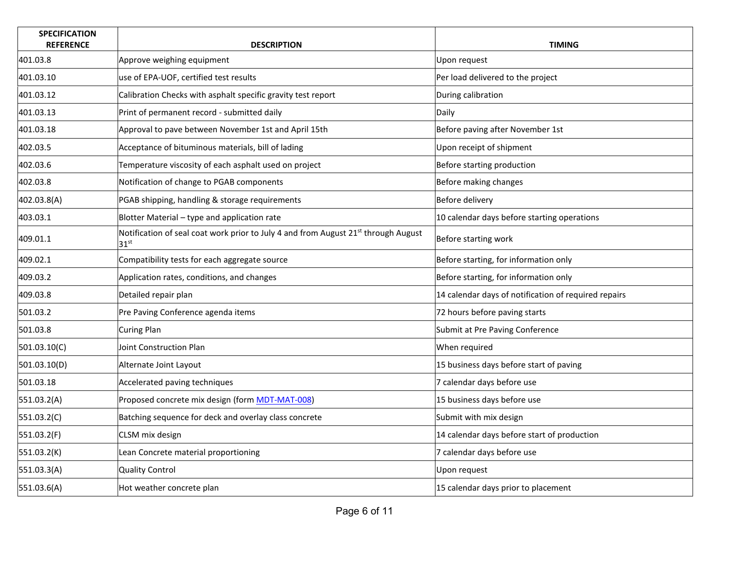| SPECIFICATION REFERENCE | DESCRIPTION | TIMING |
| --- | --- | --- |
| 401.03.8 | Approve weighing equipment | Upon request |
| 401.03.10 | use of EPA-UOF, certified test results | Per load delivered to the project |
| 401.03.12 | Calibration Checks with asphalt specific gravity test report | During calibration |
| 401.03.13 | Print of permanent record - submitted daily | Daily |
| 401.03.18 | Approval to pave between November 1st and April 15th | Before paving after November 1st |
| 402.03.5 | Acceptance of bituminous materials, bill of lading | Upon receipt of shipment |
| 402.03.6 | Temperature viscosity of each asphalt used on project | Before starting production |
| 402.03.8 | Notification of change to PGAB components | Before making changes |
| 402.03.8(A) | PGAB shipping, handling & storage requirements | Before delivery |
| 403.03.1 | Blotter Material – type and application rate | 10 calendar days before starting operations |
| 409.01.1 | Notification of seal coat work prior to July 4 and from August 21st through August 31st | Before starting work |
| 409.02.1 | Compatibility tests for each aggregate source | Before starting, for information only |
| 409.03.2 | Application rates, conditions, and changes | Before starting, for information only |
| 409.03.8 | Detailed repair plan | 14 calendar days of notification of required repairs |
| 501.03.2 | Pre Paving Conference agenda items | 72 hours before paving starts |
| 501.03.8 | Curing Plan | Submit at Pre Paving Conference |
| 501.03.10(C) | Joint Construction Plan | When required |
| 501.03.10(D) | Alternate Joint Layout | 15 business days before start of paving |
| 501.03.18 | Accelerated paving techniques | 7 calendar days before use |
| 551.03.2(A) | Proposed concrete mix design (form MDT-MAT-008) | 15 business days before use |
| 551.03.2(C) | Batching sequence for deck and overlay class concrete | Submit with mix design |
| 551.03.2(F) | CLSM mix design | 14 calendar days before start of production |
| 551.03.2(K) | Lean Concrete material proportioning | 7 calendar days before use |
| 551.03.3(A) | Quality Control | Upon request |
| 551.03.6(A) | Hot weather concrete plan | 15 calendar days prior to placement |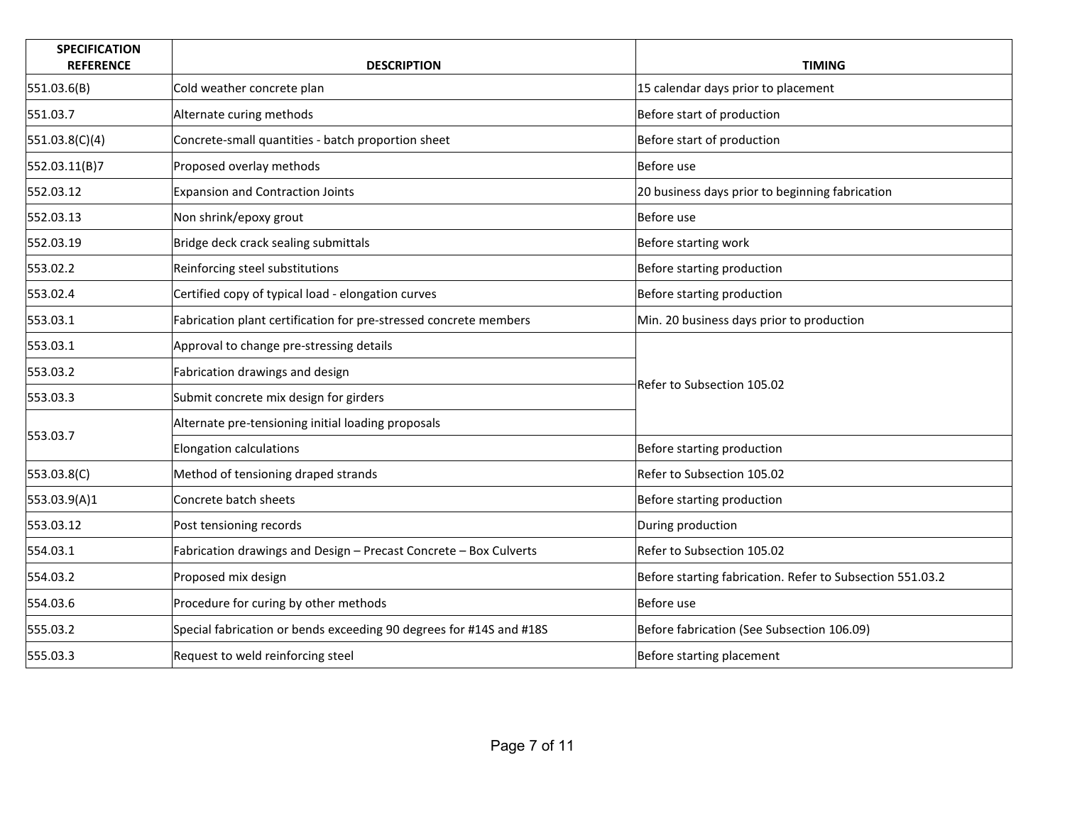| SPECIFICATION REFERENCE | DESCRIPTION | TIMING |
|---|---|---|
| 551.03.6(B) | Cold weather concrete plan | 15 calendar days prior to placement |
| 551.03.7 | Alternate curing methods | Before start of production |
| 551.03.8(C)(4) | Concrete-small quantities - batch proportion sheet | Before start of production |
| 552.03.11(B)7 | Proposed overlay methods | Before use |
| 552.03.12 | Expansion and Contraction Joints | 20 business days prior to beginning fabrication |
| 552.03.13 | Non shrink/epoxy grout | Before use |
| 552.03.19 | Bridge deck crack sealing submittals | Before starting work |
| 553.02.2 | Reinforcing steel substitutions | Before starting production |
| 553.02.4 | Certified copy of typical load - elongation curves | Before starting production |
| 553.03.1 | Fabrication plant certification for pre-stressed concrete members | Min. 20 business days prior to production |
| 553.03.1 | Approval to change pre-stressing details | Refer to Subsection 105.02 |
| 553.03.2 | Fabrication drawings and design | Refer to Subsection 105.02 |
| 553.03.3 | Submit concrete mix design for girders | Refer to Subsection 105.02 |
| 553.03.7 | Alternate pre-tensioning initial loading proposals | Refer to Subsection 105.02 |
| 553.03.7 | Elongation calculations | Before starting production |
| 553.03.8(C) | Method of tensioning draped strands | Refer to Subsection 105.02 |
| 553.03.9(A)1 | Concrete batch sheets | Before starting production |
| 553.03.12 | Post tensioning records | During production |
| 554.03.1 | Fabrication drawings and Design – Precast Concrete – Box Culverts | Refer to Subsection 105.02 |
| 554.03.2 | Proposed mix design | Before starting fabrication. Refer to Subsection 551.03.2 |
| 554.03.6 | Procedure for curing by other methods | Before use |
| 555.03.2 | Special fabrication or bends exceeding 90 degrees for #14S and #18S | Before fabrication (See Subsection 106.09) |
| 555.03.3 | Request to weld reinforcing steel | Before starting placement |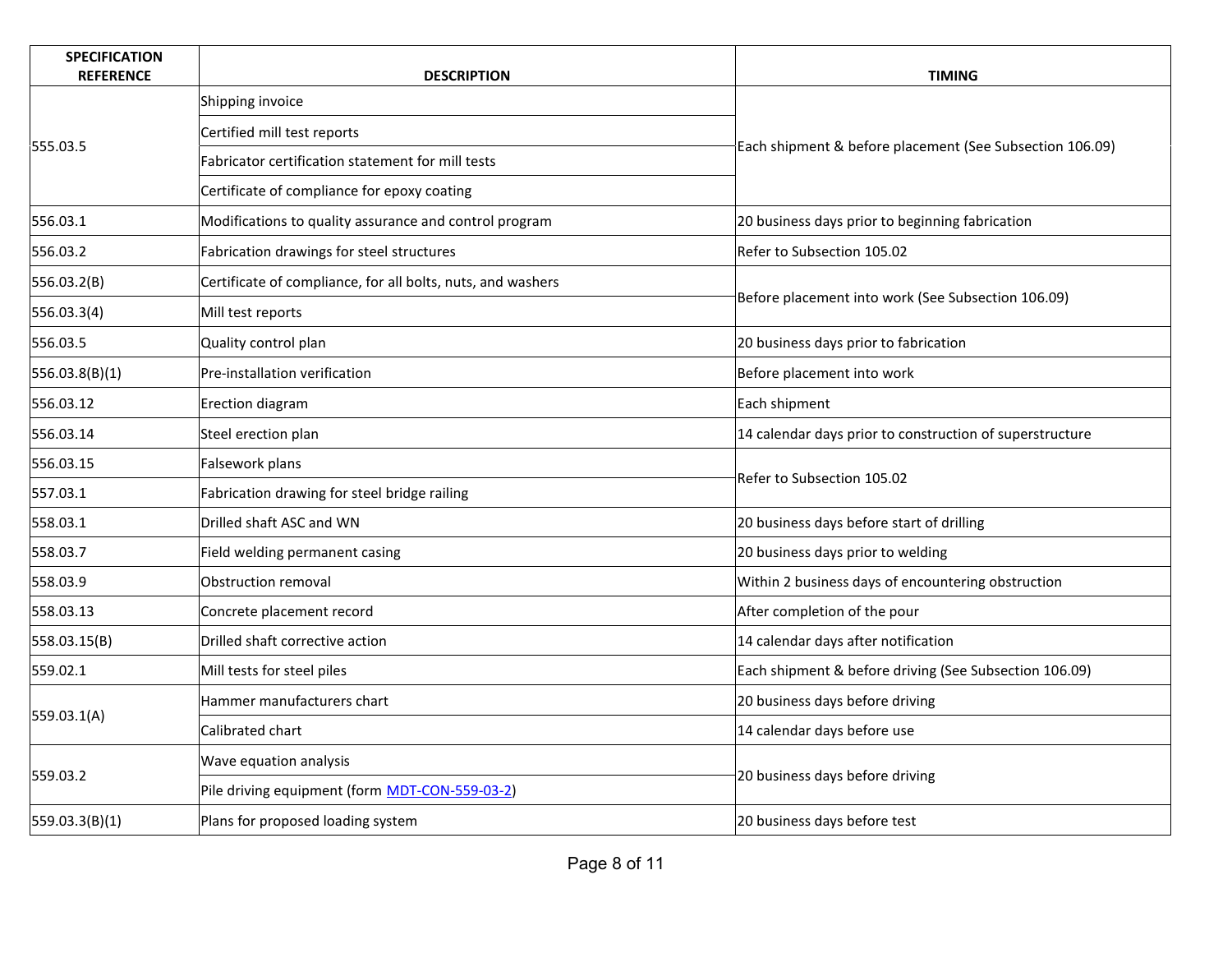| SPECIFICATION REFERENCE | DESCRIPTION | TIMING |
|---|---|---|
| 555.03.5 | Shipping invoice | Each shipment & before placement (See Subsection 106.09) |
| | Certified mill test reports | |
| | Fabricator certification statement for mill tests | |
| | Certificate of compliance for epoxy coating | |
| 556.03.1 | Modifications to quality assurance and control program | 20 business days prior to beginning fabrication |
| 556.03.2 | Fabrication drawings for steel structures | Refer to Subsection 105.02 |
| 556.03.2(B) | Certificate of compliance, for all bolts, nuts, and washers | Before placement into work (See Subsection 106.09) |
| 556.03.3(4) | Mill test reports | |
| 556.03.5 | Quality control plan | 20 business days prior to fabrication |
| 556.03.8(B)(1) | Pre-installation verification | Before placement into work |
| 556.03.12 | Erection diagram | Each shipment |
| 556.03.14 | Steel erection plan | 14 calendar days prior to construction of superstructure |
| 556.03.15 | Falsework plans | Refer to Subsection 105.02 |
| 557.03.1 | Fabrication drawing for steel bridge railing | |
| 558.03.1 | Drilled shaft ASC and WN | 20 business days before start of drilling |
| 558.03.7 | Field welding permanent casing | 20 business days prior to welding |
| 558.03.9 | Obstruction removal | Within 2 business days of encountering obstruction |
| 558.03.13 | Concrete placement record | After completion of the pour |
| 558.03.15(B) | Drilled shaft corrective action | 14 calendar days after notification |
| 559.02.1 | Mill tests for steel piles | Each shipment & before driving (See Subsection 106.09) |
| 559.03.1(A) | Hammer manufacturers chart | 20 business days before driving |
| | Calibrated chart | 14 calendar days before use |
| 559.03.2 | Wave equation analysis | 20 business days before driving |
| | Pile driving equipment (form MDT-CON-559-03-2) | |
| 559.03.3(B)(1) | Plans for proposed loading system | 20 business days before test |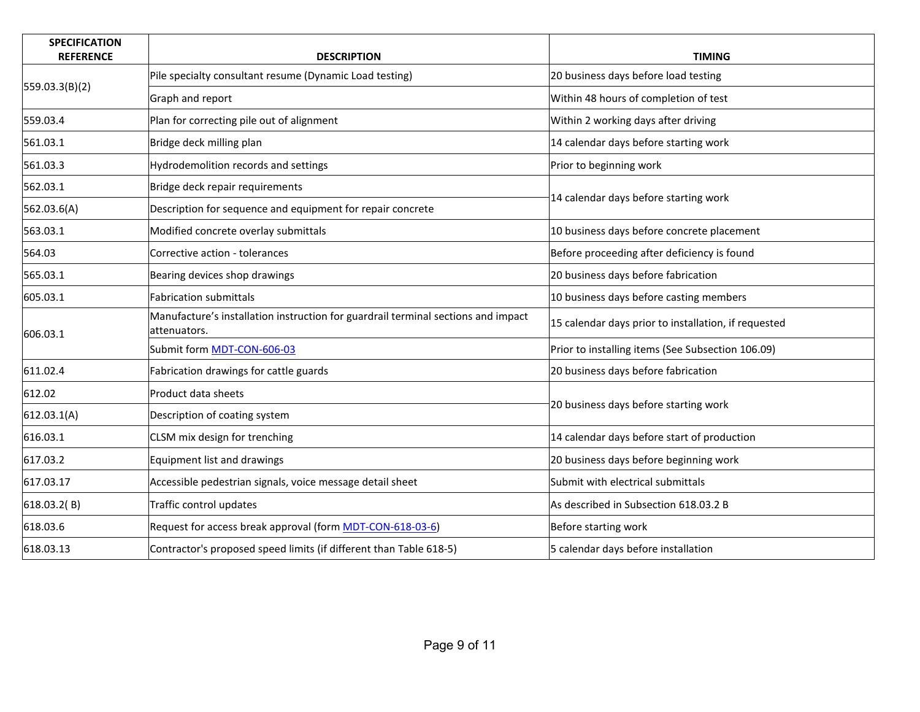| SPECIFICATION REFERENCE | DESCRIPTION | TIMING |
|---|---|---|
| 559.03.3(B)(2) | Pile specialty consultant resume (Dynamic Load testing) | 20 business days before load testing |
| | Graph and report | Within 48 hours of completion of test |
| 559.03.4 | Plan for correcting pile out of alignment | Within 2 working days after driving |
| 561.03.1 | Bridge deck milling plan | 14 calendar days before starting work |
| 561.03.3 | Hydrodemolition records and settings | Prior to beginning work |
| 562.03.1 | Bridge deck repair requirements | 14 calendar days before starting work |
| 562.03.6(A) | Description for sequence and equipment for repair concrete | |
| 563.03.1 | Modified concrete overlay submittals | 10 business days before concrete placement |
| 564.03 | Corrective action - tolerances | Before proceeding after deficiency is found |
| 565.03.1 | Bearing devices shop drawings | 20 business days before fabrication |
| 605.03.1 | Fabrication submittals | 10 business days before casting members |
| 606.03.1 | Manufacture's installation instruction for guardrail terminal sections and impact attenuators. | 15 calendar days prior to installation, if requested |
| | Submit form MDT-CON-606-03 | Prior to installing items (See Subsection 106.09) |
| 611.02.4 | Fabrication drawings for cattle guards | 20 business days before fabrication |
| 612.02 | Product data sheets | 20 business days before starting work |
| 612.03.1(A) | Description of coating system | |
| 616.03.1 | CLSM mix design for trenching | 14 calendar days before start of production |
| 617.03.2 | Equipment list and drawings | 20 business days before beginning work |
| 617.03.17 | Accessible pedestrian signals, voice message detail sheet | Submit with electrical submittals |
| 618.03.2( B) | Traffic control updates | As described in Subsection 618.03.2 B |
| 618.03.6 | Request for access break approval (form MDT-CON-618-03-6) | Before starting work |
| 618.03.13 | Contractor's proposed speed limits (if different than Table 618-5) | 5 calendar days before installation |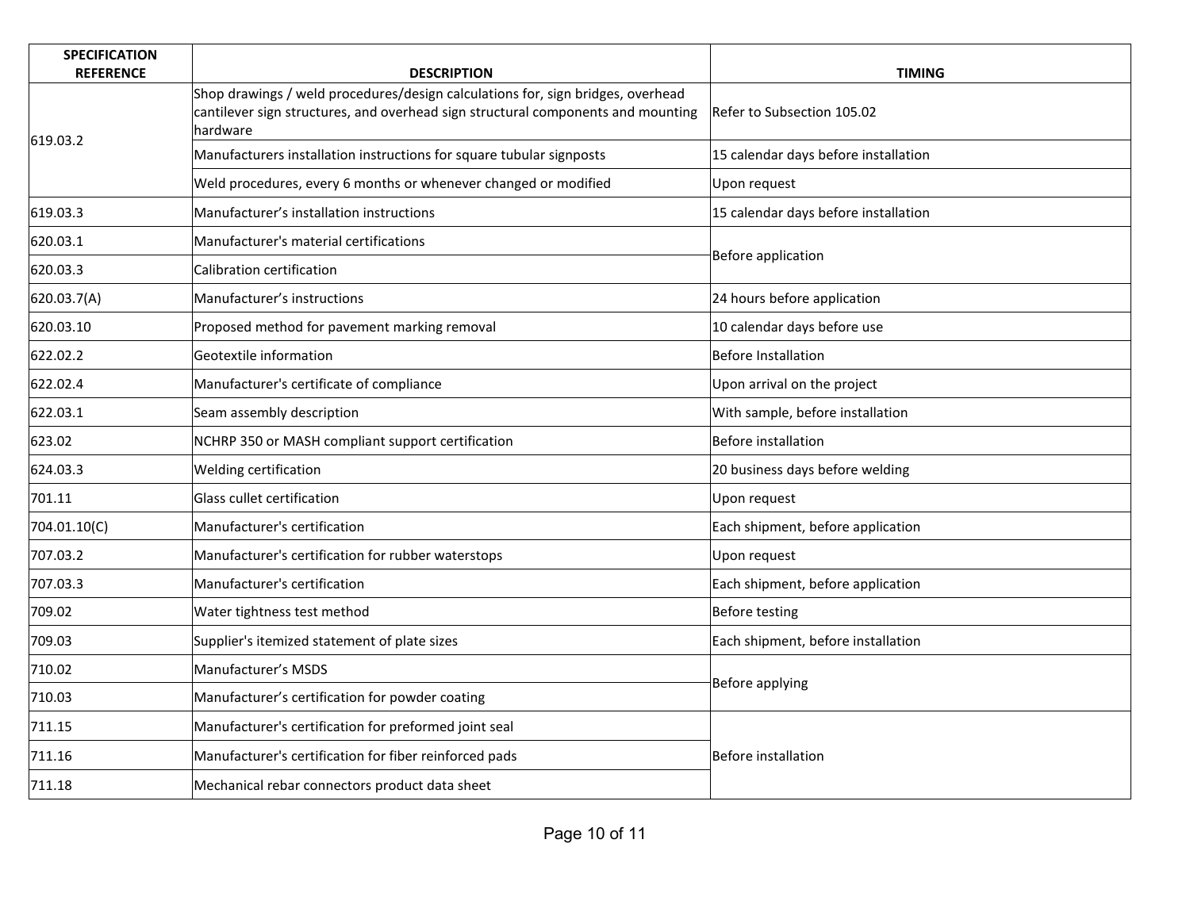| SPECIFICATION REFERENCE | DESCRIPTION | TIMING |
|---|---|---|
| 619.03.2 | Shop drawings / weld procedures/design calculations for, sign bridges, overhead cantilever sign structures, and overhead sign structural components and mounting hardware | Refer to Subsection 105.02 |
| | Manufacturers installation instructions for square tubular signposts | 15 calendar days before installation |
| | Weld procedures, every 6 months or whenever changed or modified | Upon request |
| 619.03.3 | Manufacturer's installation instructions | 15 calendar days before installation |
| 620.03.1 | Manufacturer's material certifications | Before application |
| 620.03.3 | Calibration certification | |
| 620.03.7(A) | Manufacturer's instructions | 24 hours before application |
| 620.03.10 | Proposed method for pavement marking removal | 10 calendar days before use |
| 622.02.2 | Geotextile information | Before Installation |
| 622.02.4 | Manufacturer's certificate of compliance | Upon arrival on the project |
| 622.03.1 | Seam assembly description | With sample, before installation |
| 623.02 | NCHRP 350 or MASH compliant support certification | Before installation |
| 624.03.3 | Welding certification | 20 business days before welding |
| 701.11 | Glass cullet certification | Upon request |
| 704.01.10(C) | Manufacturer's certification | Each shipment, before application |
| 707.03.2 | Manufacturer's certification for rubber waterstops | Upon request |
| 707.03.3 | Manufacturer's certification | Each shipment, before application |
| 709.02 | Water tightness test method | Before testing |
| 709.03 | Supplier's itemized statement of plate sizes | Each shipment, before installation |
| 710.02 | Manufacturer's MSDS | Before applying |
| 710.03 | Manufacturer's certification for powder coating | |
| 711.15 | Manufacturer's certification for preformed joint seal | Before installation |
| 711.16 | Manufacturer's certification for fiber reinforced pads | |
| 711.18 | Mechanical rebar connectors product data sheet | |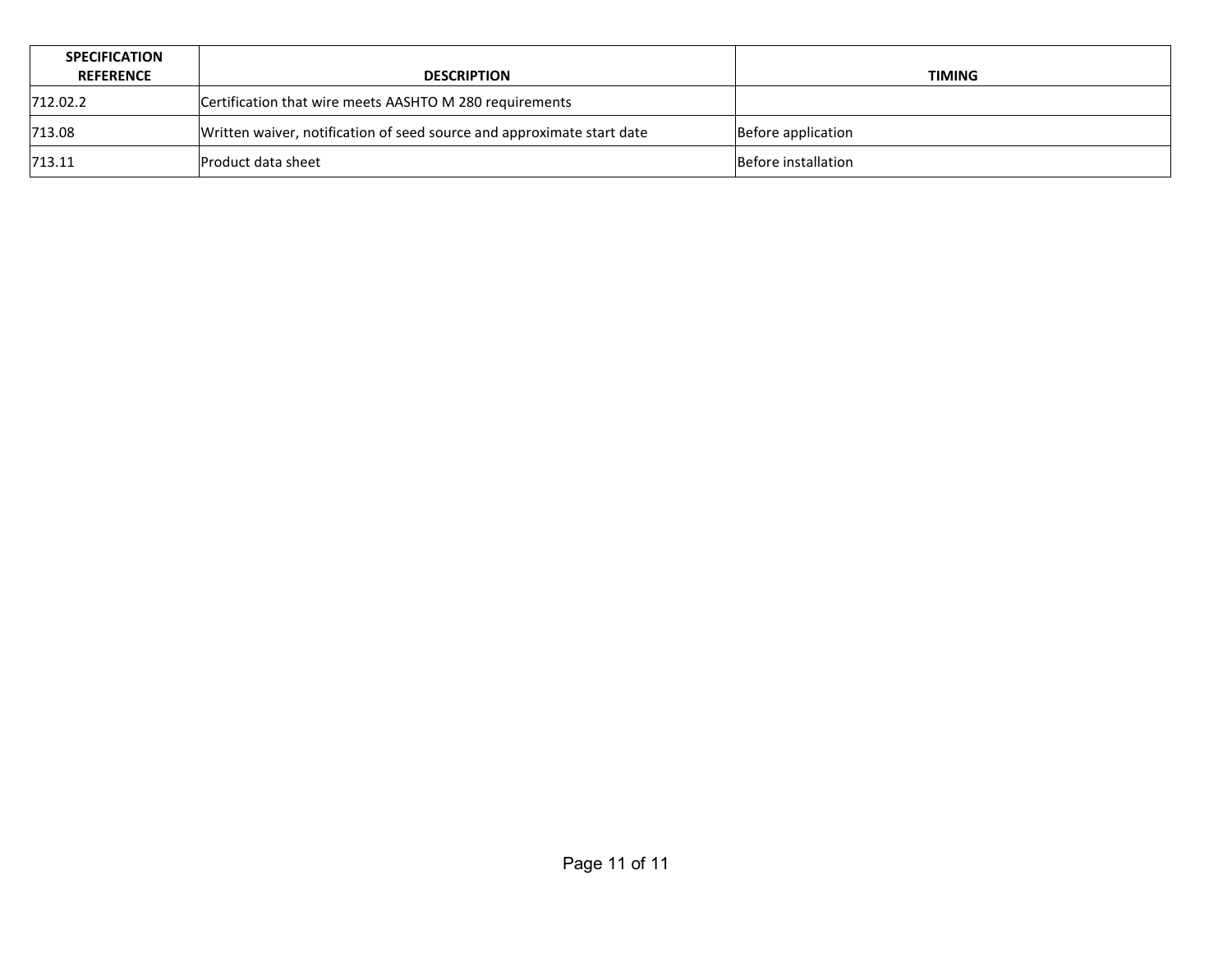| SPECIFICATION REFERENCE | DESCRIPTION | TIMING |
| --- | --- | --- |
| 712.02.2 | Certification that wire meets AASHTO M 280 requirements | |
| 713.08 | Written waiver, notification of seed source and approximate start date | Before application |
| 713.11 | Product data sheet | Before installation |